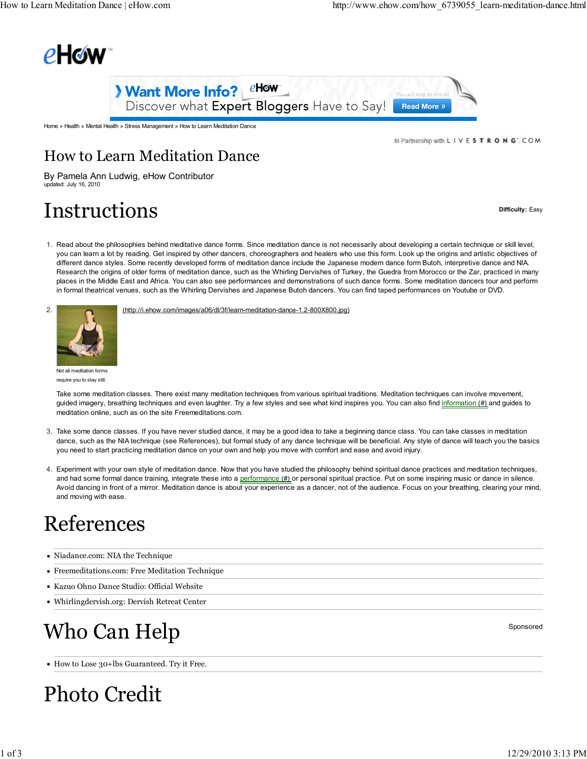Home » Health » Mental Health » Stress Management » How to Learn Meditation Dance

In Partnership with LIVESTRONG.COM

# How to Learn Meditation Dance

By Pamela Ann Ludwig, eHow Contributor
updated: July 16, 2010

## Instructions

**Difficulty:** Easy

1. Read about the philosophies behind meditative dance forms. Since meditation dance is not necessarily about developing a certain technique or skill level, you can learn a lot by reading. Get inspired by other dancers, choreographers and healers who use this form. Look up the origins and artistic objectives of different dance styles. Some recently developed forms of meditation dance include the Japanese modern dance form Butoh, interpretive dance and NIA. Research the origins of older forms of meditation dance, such as the Whirling Dervishes of Turkey, the Guedra from Morocco or the Zar, practiced in many places in the Middle East and Africa. You can also see performances and demonstrations of such dance forms. Some meditation dancers tour and perform in formal theatrical venues, such as the Whirling Dervishes and Japanese Butoh dancers. You can find taped performances on Youtube or DVD.

2. (http://i.ehow.com/images/a06/dl/3f/learn-meditation-dance-1.2-800X800.jpg)

   Not all meditation forms require you to stay still.

   Take some meditation classes. There exist many meditation techniques from various spiritual traditions. Meditation techniques can involve movement, guided imagery, breathing techniques and even laughter. Try a few styles and see what kind inspires you. You can also find information (#) and guides to meditation online, such as on the site Freemeditations.com.

3. Take some dance classes. If you have never studied dance, it may be a good idea to take a beginning dance class. You can take classes in meditation dance, such as the NIA technique (see References), but formal study of any dance technique will be beneficial. Any style of dance will teach you the basics you need to start practicing meditation dance on your own and help you move with comfort and ease and avoid injury.

4. Experiment with your own style of meditation dance. Now that you have studied the philosophy behind spiritual dance practices and meditation techniques, and had some formal dance training, integrate these into a performance (#) or personal spiritual practice. Put on some inspiring music or dance in silence. Avoid dancing in front of a mirror. Meditation dance is about your experience as a dancer, not of the audience. Focus on your breathing, clearing your mind, and moving with ease.

## References

- Niadance.com: NIA the Technique
- Freemeditations.com: Free Meditation Technique
- Kazuo Ohno Dance Studio: Official Website
- Whirlingdervish.org: Dervish Retreat Center

## Who Can Help

Sponsored

- How to Lose 30+lbs Guaranteed. Try it Free.

## Photo Credit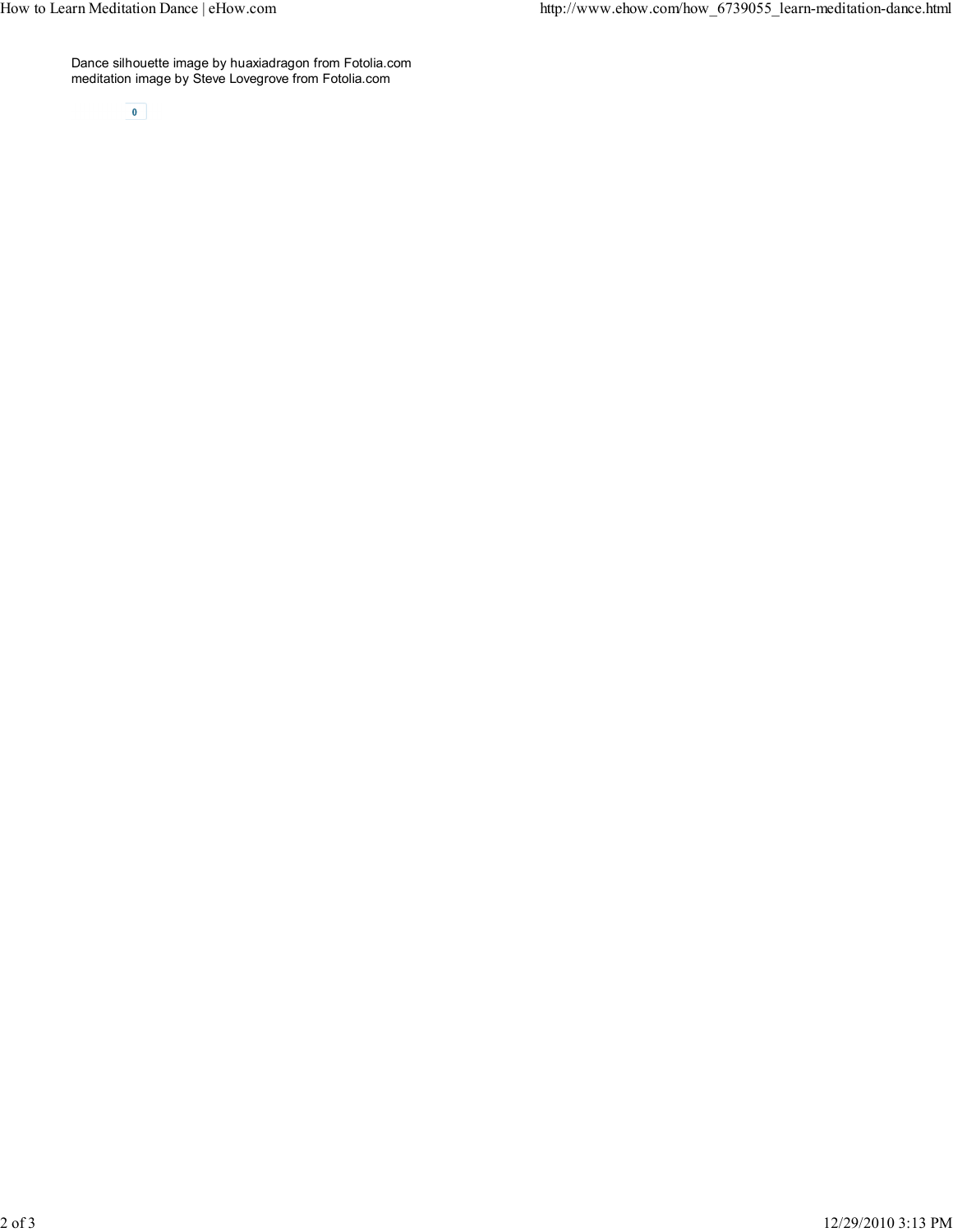Dance silhouette image by huaxiadragon from Fotolia.com
meditation image by Steve Lovegrove from Fotolia.com

0